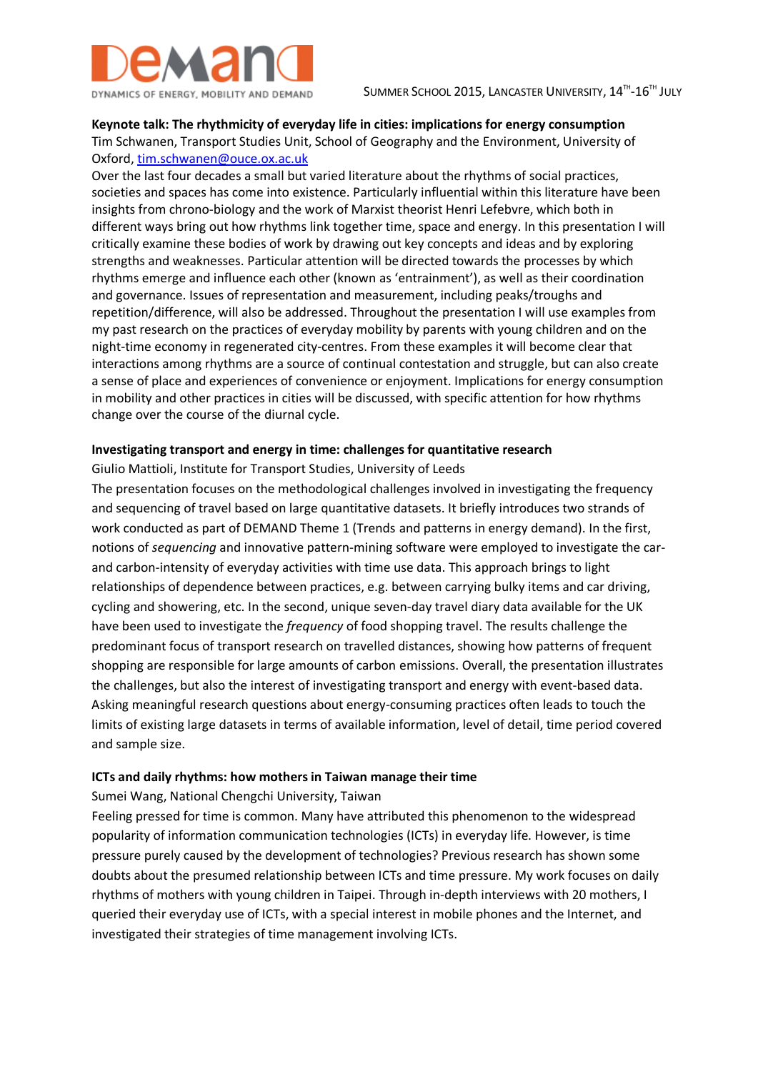**Keynote talk: The rhythmicity of everyday life in cities: implications for energy consumption**

Tim Schwanen, Transport Studies Unit, School of Geography and the Environment, University of Oxford, tim.schwanen@ouce.ox.ac.uk

Over the last four decades a small but varied literature about the rhythms of social practices, societies and spaces has come into existence. Particularly influential within this literature have been insights from chrono-biology and the work of Marxist theorist Henri Lefebvre, which both in different ways bring out how rhythms link together time, space and energy. In this presentation I will critically examine these bodies of work by drawing out key concepts and ideas and by exploring strengths and weaknesses. Particular attention will be directed towards the processes by which rhythms emerge and influence each other (known as 'entrainment'), as well as their coordination and governance. Issues of representation and measurement, including peaks/troughs and repetition/difference, will also be addressed. Throughout the presentation I will use examples from my past research on the practices of everyday mobility by parents with young children and on the night-time economy in regenerated city-centres. From these examples it will become clear that interactions among rhythms are a source of continual contestation and struggle, but can also create a sense of place and experiences of convenience or enjoyment. Implications for energy consumption in mobility and other practices in cities will be discussed, with specific attention for how rhythms change over the course of the diurnal cycle.

**Investigating transport and energy in time: challenges for quantitative research**

Giulio Mattioli, Institute for Transport Studies, University of Leeds

The presentation focuses on the methodological challenges involved in investigating the frequency and sequencing of travel based on large quantitative datasets. It briefly introduces two strands of work conducted as part of DEMAND Theme 1 (Trends and patterns in energy demand). In the first, notions of *sequencing* and innovative pattern-mining software were employed to investigate the car- and carbon-intensity of everyday activities with time use data. This approach brings to light relationships of dependence between practices, e.g. between carrying bulky items and car driving, cycling and showering, etc. In the second, unique seven-day travel diary data available for the UK have been used to investigate the *frequency* of food shopping travel. The results challenge the predominant focus of transport research on travelled distances, showing how patterns of frequent shopping are responsible for large amounts of carbon emissions. Overall, the presentation illustrates the challenges, but also the interest of investigating transport and energy with event-based data. Asking meaningful research questions about energy-consuming practices often leads to touch the limits of existing large datasets in terms of available information, level of detail, time period covered and sample size.

**ICTs and daily rhythms: how mothers in Taiwan manage their time**

Sumei Wang, National Chengchi University, Taiwan

Feeling pressed for time is common. Many have attributed this phenomenon to the widespread popularity of information communication technologies (ICTs) in everyday life. However, is time pressure purely caused by the development of technologies? Previous research has shown some doubts about the presumed relationship between ICTs and time pressure. My work focuses on daily rhythms of mothers with young children in Taipei. Through in-depth interviews with 20 mothers, I queried their everyday use of ICTs, with a special interest in mobile phones and the Internet, and investigated their strategies of time management involving ICTs.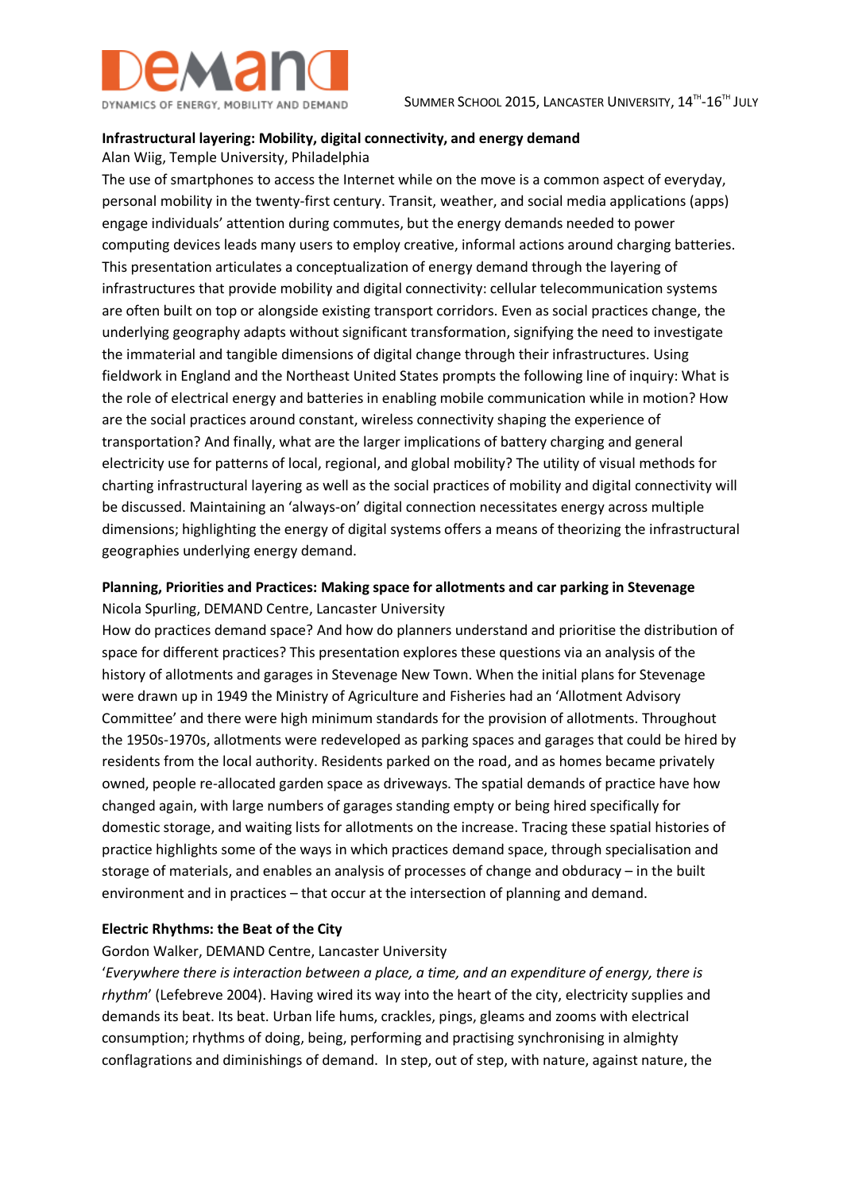**Infrastructural layering: Mobility, digital connectivity, and energy demand**

Alan Wiig, Temple University, Philadelphia

The use of smartphones to access the Internet while on the move is a common aspect of everyday, personal mobility in the twenty-first century. Transit, weather, and social media applications (apps) engage individuals' attention during commutes, but the energy demands needed to power computing devices leads many users to employ creative, informal actions around charging batteries. This presentation articulates a conceptualization of energy demand through the layering of infrastructures that provide mobility and digital connectivity: cellular telecommunication systems are often built on top or alongside existing transport corridors. Even as social practices change, the underlying geography adapts without significant transformation, signifying the need to investigate the immaterial and tangible dimensions of digital change through their infrastructures. Using fieldwork in England and the Northeast United States prompts the following line of inquiry: What is the role of electrical energy and batteries in enabling mobile communication while in motion? How are the social practices around constant, wireless connectivity shaping the experience of transportation? And finally, what are the larger implications of battery charging and general electricity use for patterns of local, regional, and global mobility? The utility of visual methods for charting infrastructural layering as well as the social practices of mobility and digital connectivity will be discussed. Maintaining an 'always-on' digital connection necessitates energy across multiple dimensions; highlighting the energy of digital systems offers a means of theorizing the infrastructural geographies underlying energy demand.

**Planning, Priorities and Practices: Making space for allotments and car parking in Stevenage**

Nicola Spurling, DEMAND Centre, Lancaster University

How do practices demand space? And how do planners understand and prioritise the distribution of space for different practices? This presentation explores these questions via an analysis of the history of allotments and garages in Stevenage New Town. When the initial plans for Stevenage were drawn up in 1949 the Ministry of Agriculture and Fisheries had an 'Allotment Advisory Committee' and there were high minimum standards for the provision of allotments. Throughout the 1950s-1970s, allotments were redeveloped as parking spaces and garages that could be hired by residents from the local authority. Residents parked on the road, and as homes became privately owned, people re-allocated garden space as driveways. The spatial demands of practice have how changed again, with large numbers of garages standing empty or being hired specifically for domestic storage, and waiting lists for allotments on the increase. Tracing these spatial histories of practice highlights some of the ways in which practices demand space, through specialisation and storage of materials, and enables an analysis of processes of change and obduracy – in the built environment and in practices – that occur at the intersection of planning and demand.

**Electric Rhythms: the Beat of the City**

Gordon Walker, DEMAND Centre, Lancaster University

'*Everywhere there is interaction between a place, a time, and an expenditure of energy, there is rhythm*' (Lefebreve 2004). Having wired its way into the heart of the city, electricity supplies and demands its beat. Its beat. Urban life hums, crackles, pings, gleams and zooms with electrical consumption; rhythms of doing, being, performing and practising synchronising in almighty conflagrations and diminishings of demand. In step, out of step, with nature, against nature, the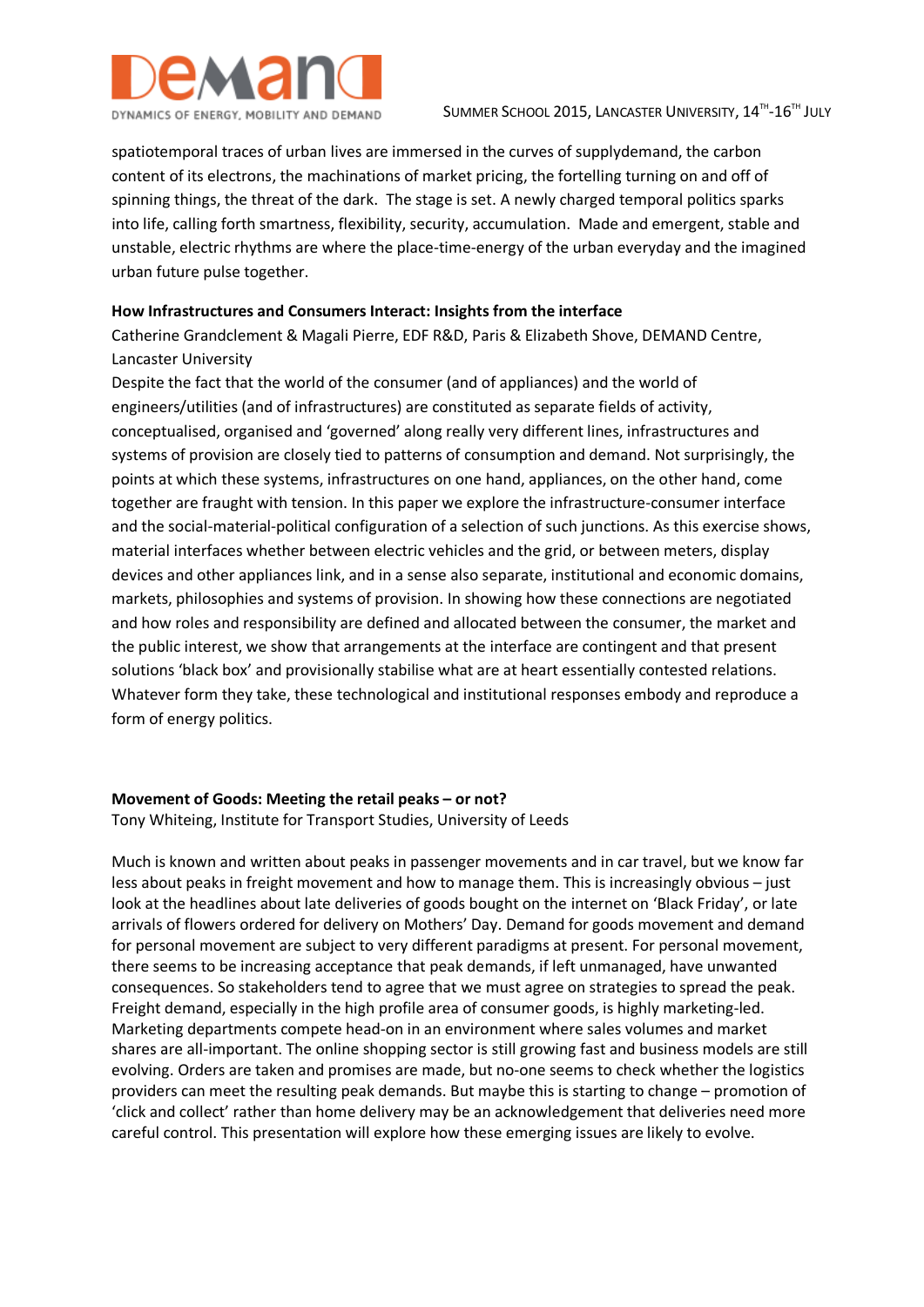spatiotemporal traces of urban lives are immersed in the curves of supplydemand, the carbon content of its electrons, the machinations of market pricing, the fortelling turning on and off of spinning things, the threat of the dark. The stage is set. A newly charged temporal politics sparks into life, calling forth smartness, flexibility, security, accumulation. Made and emergent, stable and unstable, electric rhythms are where the place-time-energy of the urban everyday and the imagined urban future pulse together.

**How Infrastructures and Consumers Interact: Insights from the interface**

Catherine Grandclement & Magali Pierre, EDF R&D, Paris & Elizabeth Shove, DEMAND Centre, Lancaster University

Despite the fact that the world of the consumer (and of appliances) and the world of engineers/utilities (and of infrastructures) are constituted as separate fields of activity, conceptualised, organised and 'governed' along really very different lines, infrastructures and systems of provision are closely tied to patterns of consumption and demand. Not surprisingly, the points at which these systems, infrastructures on one hand, appliances, on the other hand, come together are fraught with tension. In this paper we explore the infrastructure-consumer interface and the social-material-political configuration of a selection of such junctions. As this exercise shows, material interfaces whether between electric vehicles and the grid, or between meters, display devices and other appliances link, and in a sense also separate, institutional and economic domains, markets, philosophies and systems of provision. In showing how these connections are negotiated and how roles and responsibility are defined and allocated between the consumer, the market and the public interest, we show that arrangements at the interface are contingent and that present solutions 'black box' and provisionally stabilise what are at heart essentially contested relations. Whatever form they take, these technological and institutional responses embody and reproduce a form of energy politics.

**Movement of Goods: Meeting the retail peaks – or not?**

Tony Whiteing, Institute for Transport Studies, University of Leeds

Much is known and written about peaks in passenger movements and in car travel, but we know far less about peaks in freight movement and how to manage them. This is increasingly obvious – just look at the headlines about late deliveries of goods bought on the internet on 'Black Friday', or late arrivals of flowers ordered for delivery on Mothers' Day. Demand for goods movement and demand for personal movement are subject to very different paradigms at present. For personal movement, there seems to be increasing acceptance that peak demands, if left unmanaged, have unwanted consequences. So stakeholders tend to agree that we must agree on strategies to spread the peak. Freight demand, especially in the high profile area of consumer goods, is highly marketing-led. Marketing departments compete head-on in an environment where sales volumes and market shares are all-important. The online shopping sector is still growing fast and business models are still evolving. Orders are taken and promises are made, but no-one seems to check whether the logistics providers can meet the resulting peak demands. But maybe this is starting to change – promotion of 'click and collect' rather than home delivery may be an acknowledgement that deliveries need more careful control. This presentation will explore how these emerging issues are likely to evolve.